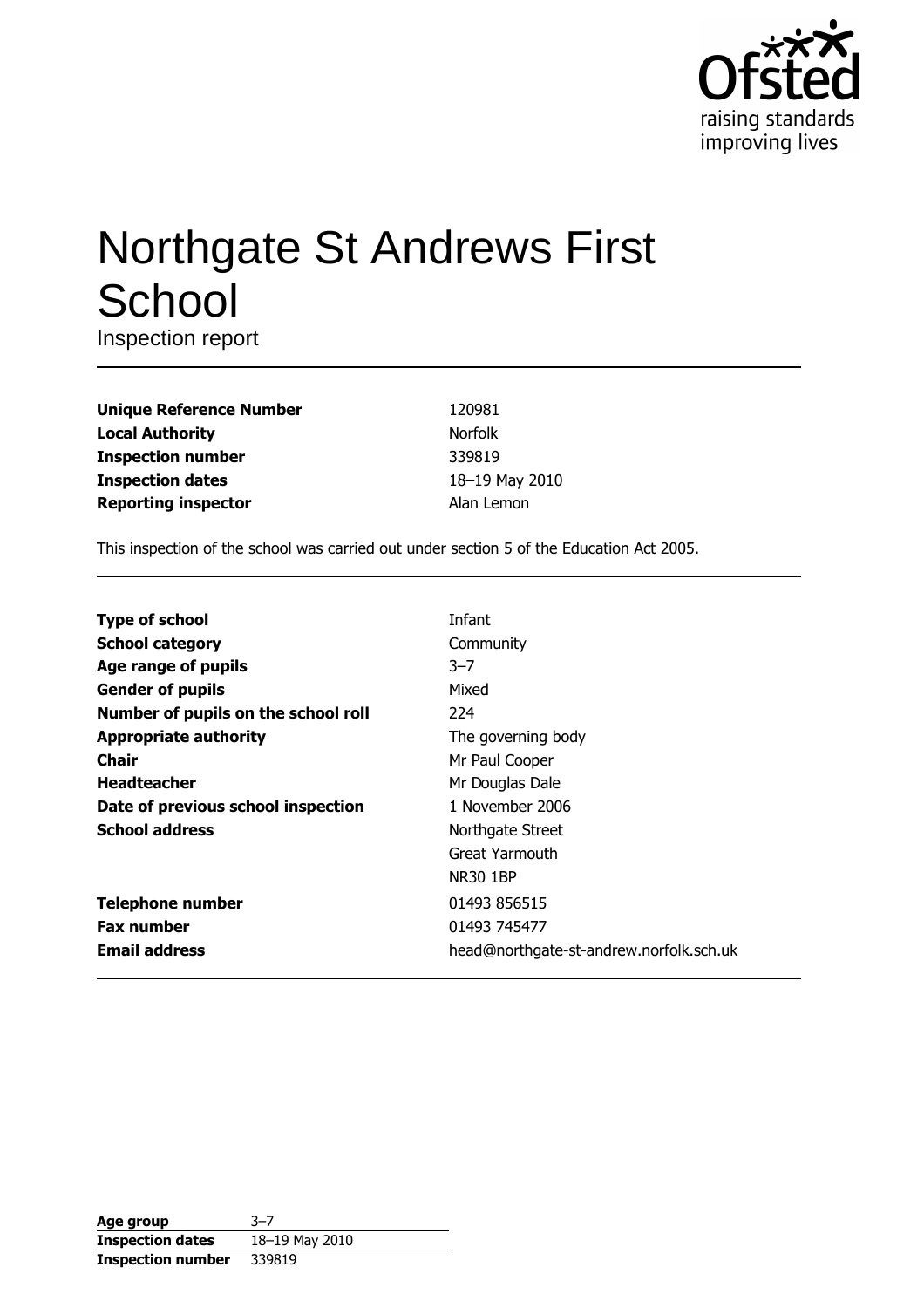# Northgate St Andrews First School

Inspection report

| | |
|---|---|
| **Unique Reference Number** | 120981 |
| **Local Authority** | Norfolk |
| **Inspection number** | 339819 |
| **Inspection dates** | 18–19 May 2010 |
| **Reporting inspector** | Alan Lemon |

This inspection of the school was carried out under section 5 of the Education Act 2005.

| | |
|---|---|
| **Type of school** | Infant |
| **School category** | Community |
| **Age range of pupils** | 3–7 |
| **Gender of pupils** | Mixed |
| **Number of pupils on the school roll** | 224 |
| **Appropriate authority** | The governing body |
| **Chair** | Mr Paul Cooper |
| **Headteacher** | Mr Douglas Dale |
| **Date of previous school inspection** | 1 November 2006 |
| **School address** | Northgate Street<br>Great Yarmouth<br>NR30 1BP |
| **Telephone number** | 01493 856515 |
| **Fax number** | 01493 745477 |
| **Email address** | head@northgate-st-andrew.norfolk.sch.uk |

| | |
|---|---|
| **Age group** | 3–7 |
| **Inspection dates** | 18–19 May 2010 |
| **Inspection number** | 339819 |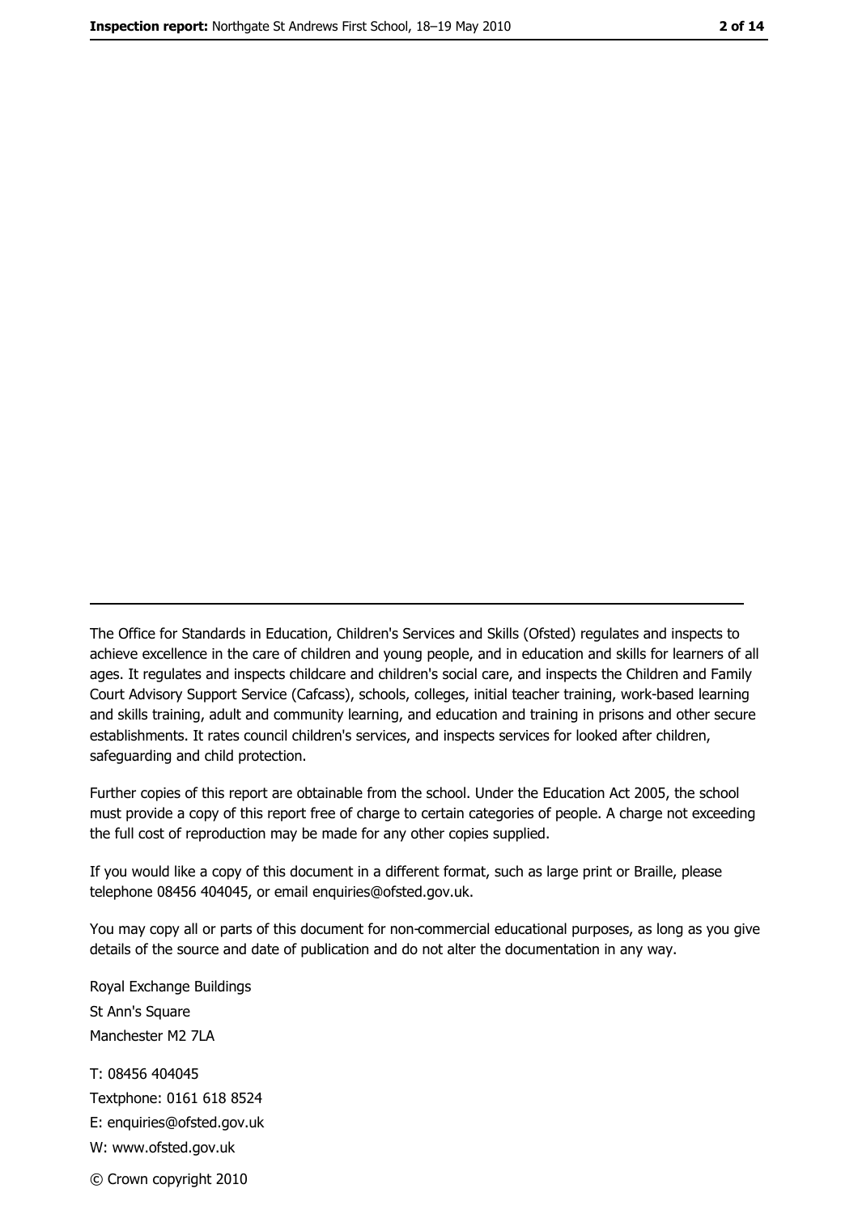The Office for Standards in Education, Children's Services and Skills (Ofsted) regulates and inspects to achieve excellence in the care of children and young people, and in education and skills for learners of all ages. It regulates and inspects childcare and children's social care, and inspects the Children and Family Court Advisory Support Service (Cafcass), schools, colleges, initial teacher training, work-based learning and skills training, adult and community learning, and education and training in prisons and other secure establishments. It rates council children's services, and inspects services for looked after children, safeguarding and child protection.

Further copies of this report are obtainable from the school. Under the Education Act 2005, the school must provide a copy of this report free of charge to certain categories of people. A charge not exceeding the full cost of reproduction may be made for any other copies supplied.

If you would like a copy of this document in a different format, such as large print or Braille, please telephone 08456 404045, or email enquiries@ofsted.gov.uk.

You may copy all or parts of this document for non-commercial educational purposes, as long as you give details of the source and date of publication and do not alter the documentation in any way.

Royal Exchange Buildings
St Ann's Square
Manchester M2 7LA

T: 08456 404045
Textphone: 0161 618 8524
E: enquiries@ofsted.gov.uk
W: www.ofsted.gov.uk

© Crown copyright 2010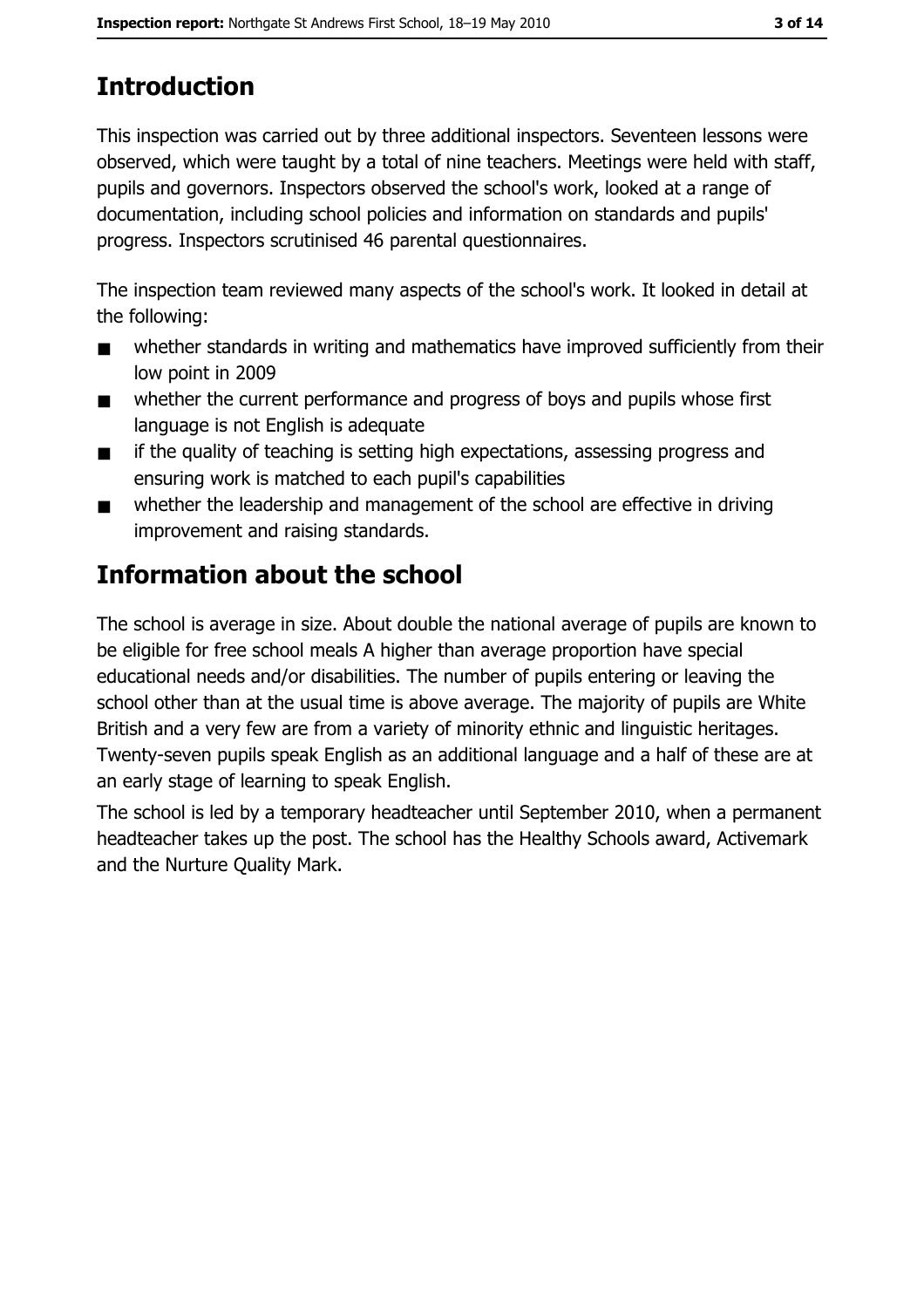## Introduction

This inspection was carried out by three additional inspectors. Seventeen lessons were observed, which were taught by a total of nine teachers. Meetings were held with staff, pupils and governors. Inspectors observed the school's work, looked at a range of documentation, including school policies and information on standards and pupils' progress. Inspectors scrutinised 46 parental questionnaires.

The inspection team reviewed many aspects of the school's work. It looked in detail at the following:

- whether standards in writing and mathematics have improved sufficiently from their low point in 2009
- whether the current performance and progress of boys and pupils whose first language is not English is adequate
- if the quality of teaching is setting high expectations, assessing progress and ensuring work is matched to each pupil's capabilities
- whether the leadership and management of the school are effective in driving improvement and raising standards.

## Information about the school

The school is average in size. About double the national average of pupils are known to be eligible for free school meals A higher than average proportion have special educational needs and/or disabilities. The number of pupils entering or leaving the school other than at the usual time is above average. The majority of pupils are White British and a very few are from a variety of minority ethnic and linguistic heritages. Twenty-seven pupils speak English as an additional language and a half of these are at an early stage of learning to speak English.

The school is led by a temporary headteacher until September 2010, when a permanent headteacher takes up the post. The school has the Healthy Schools award, Activemark and the Nurture Quality Mark.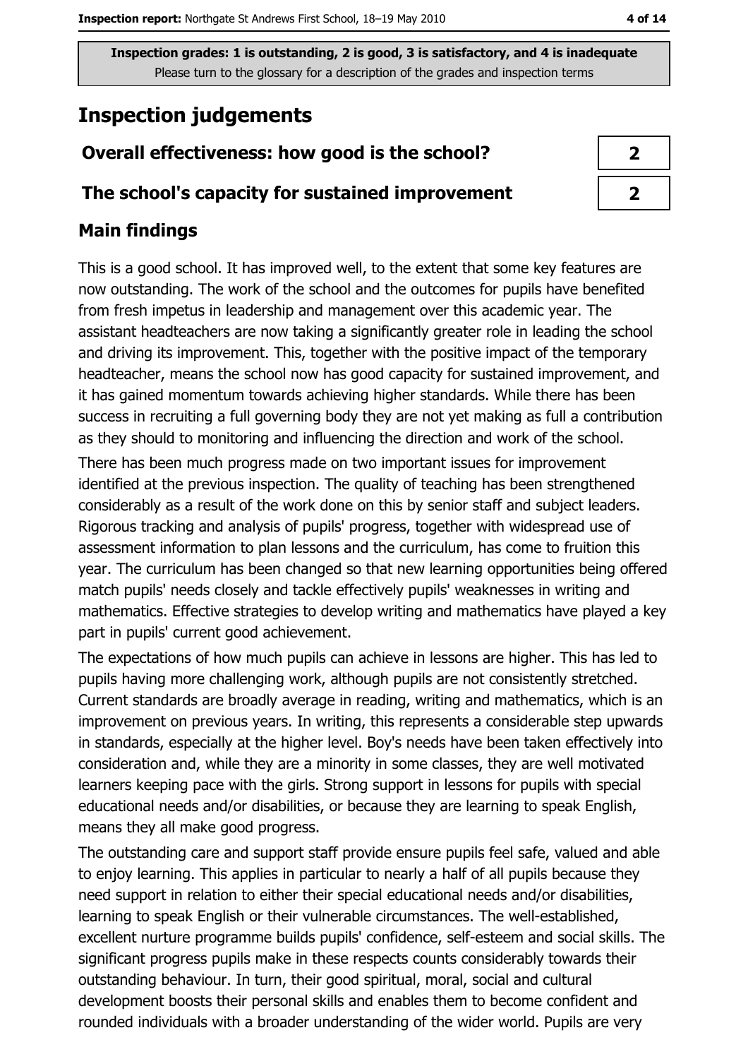**Inspection grades: 1 is outstanding, 2 is good, 3 is satisfactory, and 4 is inadequate**
Please turn to the glossary for a description of the grades and inspection terms

# Inspection judgements

| Overall effectiveness: how good is the school? | 2 |
| --- | --- |
| The school's capacity for sustained improvement | 2 |

## Main findings

This is a good school. It has improved well, to the extent that some key features are now outstanding. The work of the school and the outcomes for pupils have benefited from fresh impetus in leadership and management over this academic year. The assistant headteachers are now taking a significantly greater role in leading the school and driving its improvement. This, together with the positive impact of the temporary headteacher, means the school now has good capacity for sustained improvement, and it has gained momentum towards achieving higher standards. While there has been success in recruiting a full governing body they are not yet making as full a contribution as they should to monitoring and influencing the direction and work of the school.

There has been much progress made on two important issues for improvement identified at the previous inspection. The quality of teaching has been strengthened considerably as a result of the work done on this by senior staff and subject leaders. Rigorous tracking and analysis of pupils' progress, together with widespread use of assessment information to plan lessons and the curriculum, has come to fruition this year. The curriculum has been changed so that new learning opportunities being offered match pupils' needs closely and tackle effectively pupils' weaknesses in writing and mathematics. Effective strategies to develop writing and mathematics have played a key part in pupils' current good achievement.

The expectations of how much pupils can achieve in lessons are higher. This has led to pupils having more challenging work, although pupils are not consistently stretched. Current standards are broadly average in reading, writing and mathematics, which is an improvement on previous years. In writing, this represents a considerable step upwards in standards, especially at the higher level. Boy's needs have been taken effectively into consideration and, while they are a minority in some classes, they are well motivated learners keeping pace with the girls. Strong support in lessons for pupils with special educational needs and/or disabilities, or because they are learning to speak English, means they all make good progress.

The outstanding care and support staff provide ensure pupils feel safe, valued and able to enjoy learning. This applies in particular to nearly a half of all pupils because they need support in relation to either their special educational needs and/or disabilities, learning to speak English or their vulnerable circumstances. The well-established, excellent nurture programme builds pupils' confidence, self-esteem and social skills. The significant progress pupils make in these respects counts considerably towards their outstanding behaviour. In turn, their good spiritual, moral, social and cultural development boosts their personal skills and enables them to become confident and rounded individuals with a broader understanding of the wider world. Pupils are very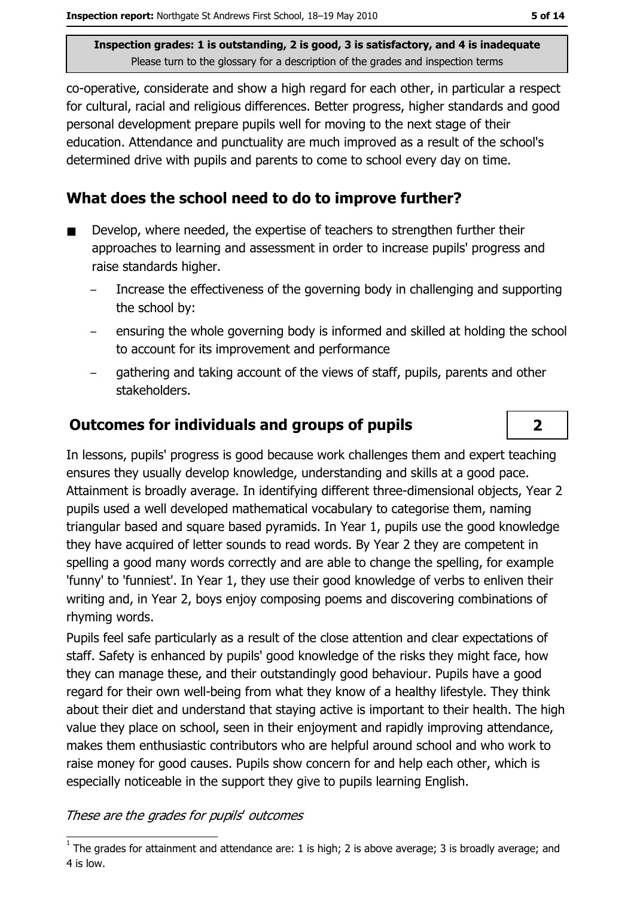Inspection grades: 1 is outstanding, 2 is good, 3 is satisfactory, and 4 is inadequate
Please turn to the glossary for a description of the grades and inspection terms

co-operative, considerate and show a high regard for each other, in particular a respect for cultural, racial and religious differences. Better progress, higher standards and good personal development prepare pupils well for moving to the next stage of their education. Attendance and punctuality are much improved as a result of the school's determined drive with pupils and parents to come to school every day on time.

## What does the school need to do to improve further?

- Develop, where needed, the expertise of teachers to strengthen further their approaches to learning and assessment in order to increase pupils' progress and raise standards higher.
  - Increase the effectiveness of the governing body in challenging and supporting the school by:
  - ensuring the whole governing body is informed and skilled at holding the school to account for its improvement and performance
  - gathering and taking account of the views of staff, pupils, parents and other stakeholders.

## Outcomes for individuals and groups of pupils — 2

In lessons, pupils' progress is good because work challenges them and expert teaching ensures they usually develop knowledge, understanding and skills at a good pace. Attainment is broadly average. In identifying different three-dimensional objects, Year 2 pupils used a well developed mathematical vocabulary to categorise them, naming triangular based and square based pyramids. In Year 1, pupils use the good knowledge they have acquired of letter sounds to read words. By Year 2 they are competent in spelling a good many words correctly and are able to change the spelling, for example 'funny' to 'funniest'. In Year 1, they use their good knowledge of verbs to enliven their writing and, in Year 2, boys enjoy composing poems and discovering combinations of rhyming words.

Pupils feel safe particularly as a result of the close attention and clear expectations of staff. Safety is enhanced by pupils' good knowledge of the risks they might face, how they can manage these, and their outstandingly good behaviour. Pupils have a good regard for their own well-being from what they know of a healthy lifestyle. They think about their diet and understand that staying active is important to their health. The high value they place on school, seen in their enjoyment and rapidly improving attendance, makes them enthusiastic contributors who are helpful around school and who work to raise money for good causes. Pupils show concern for and help each other, which is especially noticeable in the support they give to pupils learning English.

*These are the grades for pupils' outcomes*

[1] The grades for attainment and attendance are: 1 is high; 2 is above average; 3 is broadly average; and 4 is low.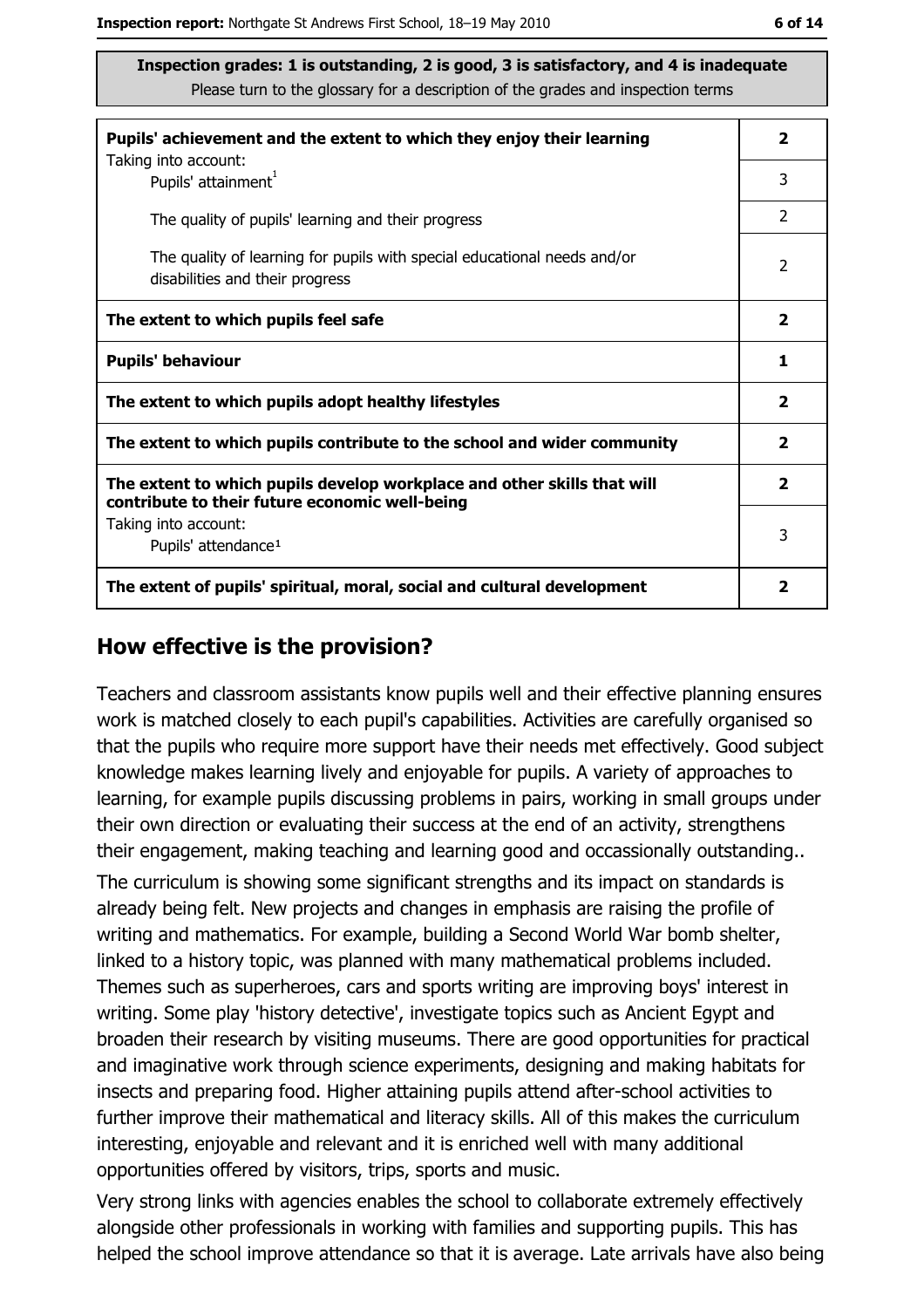**Inspection grades: 1 is outstanding, 2 is good, 3 is satisfactory, and 4 is inadequate**
Please turn to the glossary for a description of the grades and inspection terms

| | |
|---|---|
| **Pupils' achievement and the extent to which they enjoy their learning** | **2** |
| Taking into account: Pupils' attainment[1] | 3 |
| The quality of pupils' learning and their progress | 2 |
| The quality of learning for pupils with special educational needs and/or disabilities and their progress | 2 |
| **The extent to which pupils feel safe** | **2** |
| **Pupils' behaviour** | **1** |
| **The extent to which pupils adopt healthy lifestyles** | **2** |
| **The extent to which pupils contribute to the school and wider community** | **2** |
| **The extent to which pupils develop workplace and other skills that will contribute to their future economic well-being** | **2** |
| Taking into account: Pupils' attendance[1] | 3 |
| **The extent of pupils' spiritual, moral, social and cultural development** | **2** |

## How effective is the provision?

Teachers and classroom assistants know pupils well and their effective planning ensures work is matched closely to each pupil's capabilities. Activities are carefully organised so that the pupils who require more support have their needs met effectively. Good subject knowledge makes learning lively and enjoyable for pupils. A variety of approaches to learning, for example pupils discussing problems in pairs, working in small groups under their own direction or evaluating their success at the end of an activity, strengthens their engagement, making teaching and learning good and occassionally outstanding..

The curriculum is showing some significant strengths and its impact on standards is already being felt. New projects and changes in emphasis are raising the profile of writing and mathematics. For example, building a Second World War bomb shelter, linked to a history topic, was planned with many mathematical problems included. Themes such as superheroes, cars and sports writing are improving boys' interest in writing. Some play 'history detective', investigate topics such as Ancient Egypt and broaden their research by visiting museums. There are good opportunities for practical and imaginative work through science experiments, designing and making habitats for insects and preparing food. Higher attaining pupils attend after-school activities to further improve their mathematical and literacy skills. All of this makes the curriculum interesting, enjoyable and relevant and it is enriched well with many additional opportunities offered by visitors, trips, sports and music.

Very strong links with agencies enables the school to collaborate extremely effectively alongside other professionals in working with families and supporting pupils. This has helped the school improve attendance so that it is average. Late arrivals have also being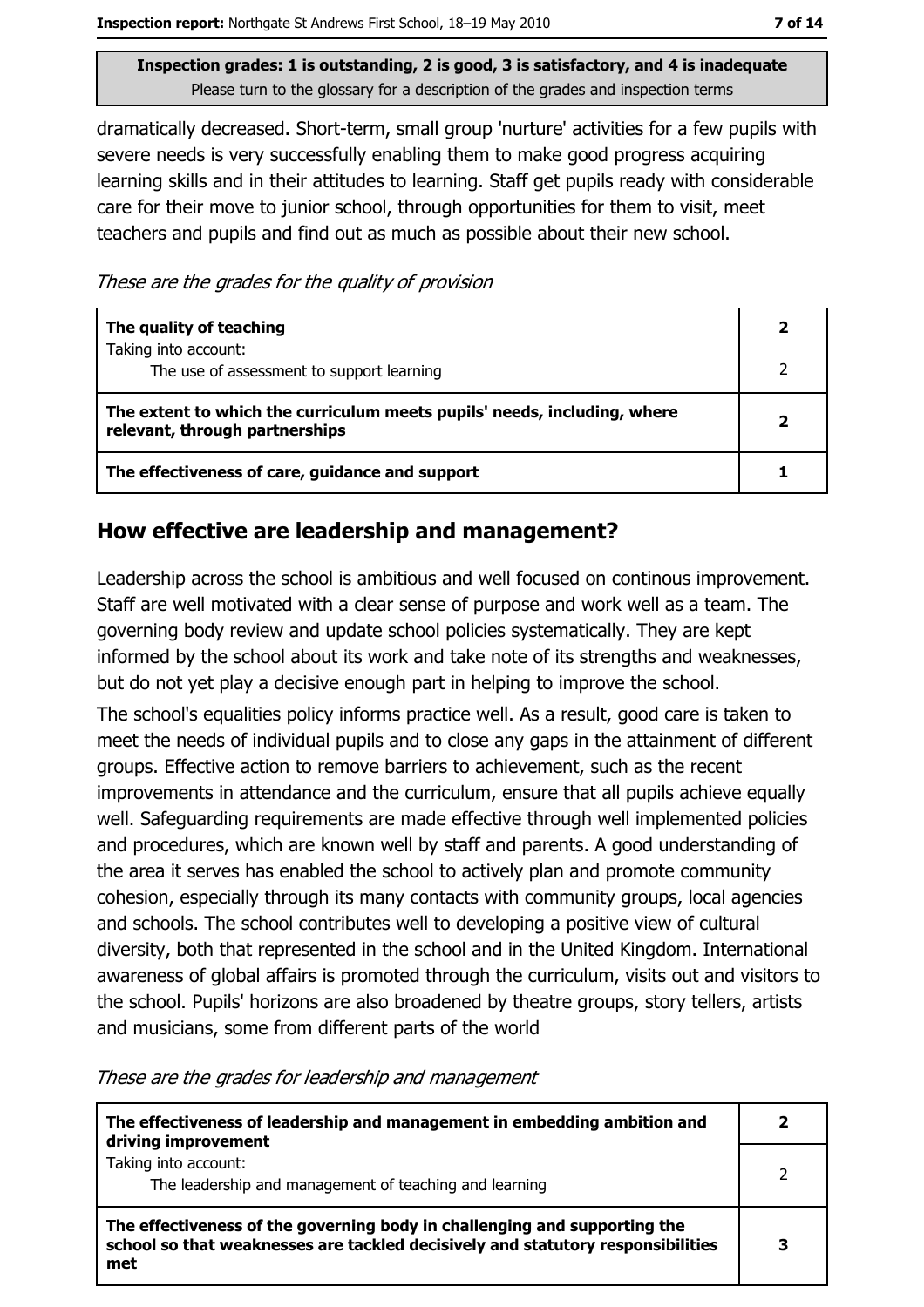**Inspection grades: 1 is outstanding, 2 is good, 3 is satisfactory, and 4 is inadequate**
Please turn to the glossary for a description of the grades and inspection terms

dramatically decreased. Short-term, small group 'nurture' activities for a few pupils with severe needs is very successfully enabling them to make good progress acquiring learning skills and in their attitudes to learning. Staff get pupils ready with considerable care for their move to junior school, through opportunities for them to visit, meet teachers and pupils and find out as much as possible about their new school.

*These are the grades for the quality of provision*

| | |
|---|---|
| **The quality of teaching** | **2** |
| Taking into account: The use of assessment to support learning | 2 |
| **The extent to which the curriculum meets pupils' needs, including, where relevant, through partnerships** | **2** |
| **The effectiveness of care, guidance and support** | **1** |

## How effective are leadership and management?

Leadership across the school is ambitious and well focused on continous improvement. Staff are well motivated with a clear sense of purpose and work well as a team. The governing body review and update school policies systematically. They are kept informed by the school about its work and take note of its strengths and weaknesses, but do not yet play a decisive enough part in helping to improve the school.

The school's equalities policy informs practice well. As a result, good care is taken to meet the needs of individual pupils and to close any gaps in the attainment of different groups. Effective action to remove barriers to achievement, such as the recent improvements in attendance and the curriculum, ensure that all pupils achieve equally well. Safeguarding requirements are made effective through well implemented policies and procedures, which are known well by staff and parents. A good understanding of the area it serves has enabled the school to actively plan and promote community cohesion, especially through its many contacts with community groups, local agencies and schools. The school contributes well to developing a positive view of cultural diversity, both that represented in the school and in the United Kingdom. International awareness of global affairs is promoted through the curriculum, visits out and visitors to the school. Pupils' horizons are also broadened by theatre groups, story tellers, artists and musicians, some from different parts of the world

*These are the grades for leadership and management*

| | |
|---|---|
| **The effectiveness of leadership and management in embedding ambition and driving improvement** | **2** |
| Taking into account: The leadership and management of teaching and learning | 2 |
| **The effectiveness of the governing body in challenging and supporting the school so that weaknesses are tackled decisively and statutory responsibilities met** | **3** |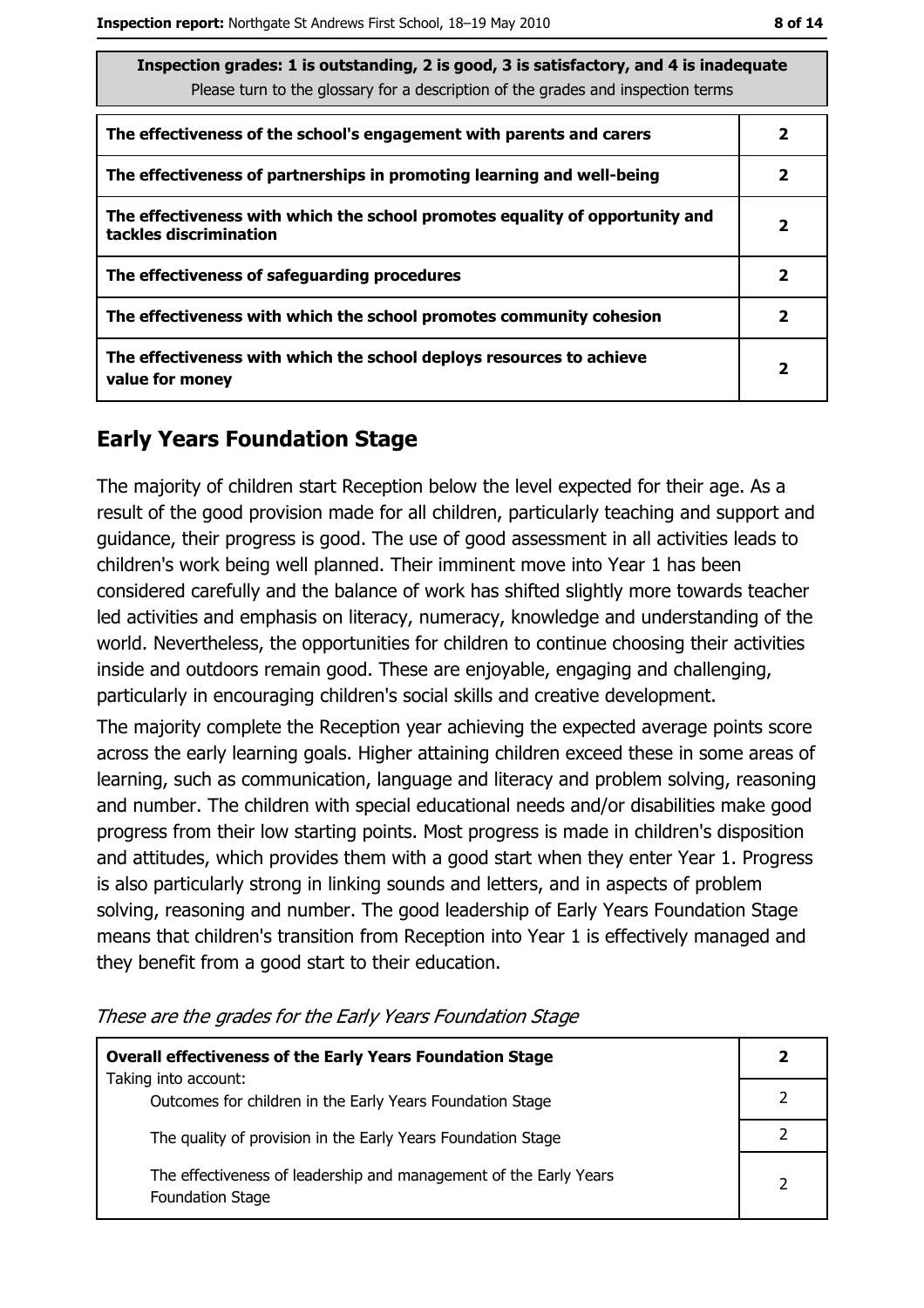| Inspection grades: 1 is outstanding, 2 is good, 3 is satisfactory, and 4 is inadequate<br>Please turn to the glossary for a description of the grades and inspection terms | |
|---|---|
| **The effectiveness of the school's engagement with parents and carers** | **2** |
| **The effectiveness of partnerships in promoting learning and well-being** | **2** |
| **The effectiveness with which the school promotes equality of opportunity and tackles discrimination** | **2** |
| **The effectiveness of safeguarding procedures** | **2** |
| **The effectiveness with which the school promotes community cohesion** | **2** |
| **The effectiveness with which the school deploys resources to achieve value for money** | **2** |

## Early Years Foundation Stage

The majority of children start Reception below the level expected for their age. As a result of the good provision made for all children, particularly teaching and support and guidance, their progress is good. The use of good assessment in all activities leads to children's work being well planned. Their imminent move into Year 1 has been considered carefully and the balance of work has shifted slightly more towards teacher led activities and emphasis on literacy, numeracy, knowledge and understanding of the world. Nevertheless, the opportunities for children to continue choosing their activities inside and outdoors remain good. These are enjoyable, engaging and challenging, particularly in encouraging children's social skills and creative development.

The majority complete the Reception year achieving the expected average points score across the early learning goals. Higher attaining children exceed these in some areas of learning, such as communication, language and literacy and problem solving, reasoning and number. The children with special educational needs and/or disabilities make good progress from their low starting points. Most progress is made in children's disposition and attitudes, which provides them with a good start when they enter Year 1. Progress is also particularly strong in linking sounds and letters, and in aspects of problem solving, reasoning and number. The good leadership of Early Years Foundation Stage means that children's transition from Reception into Year 1 is effectively managed and they benefit from a good start to their education.

*These are the grades for the Early Years Foundation Stage*

| **Overall effectiveness of the Early Years Foundation Stage**<br>Taking into account: | **2** |
|---|---|
| Outcomes for children in the Early Years Foundation Stage | 2 |
| The quality of provision in the Early Years Foundation Stage | 2 |
| The effectiveness of leadership and management of the Early Years Foundation Stage | 2 |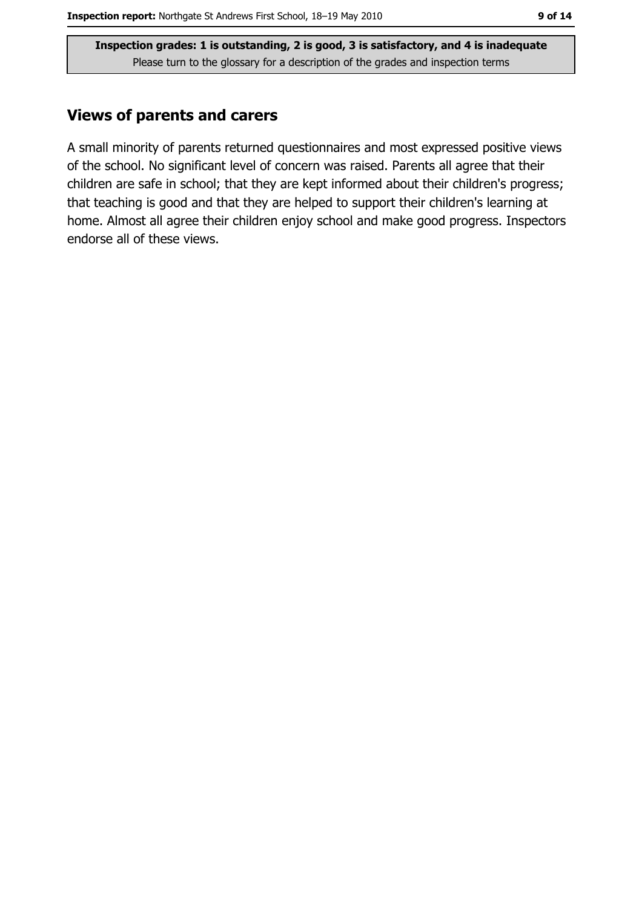**Inspection grades: 1 is outstanding, 2 is good, 3 is satisfactory, and 4 is inadequate**
Please turn to the glossary for a description of the grades and inspection terms

## Views of parents and carers

A small minority of parents returned questionnaires and most expressed positive views of the school. No significant level of concern was raised. Parents all agree that their children are safe in school; that they are kept informed about their children's progress; that teaching is good and that they are helped to support their children's learning at home. Almost all agree their children enjoy school and make good progress. Inspectors endorse all of these views.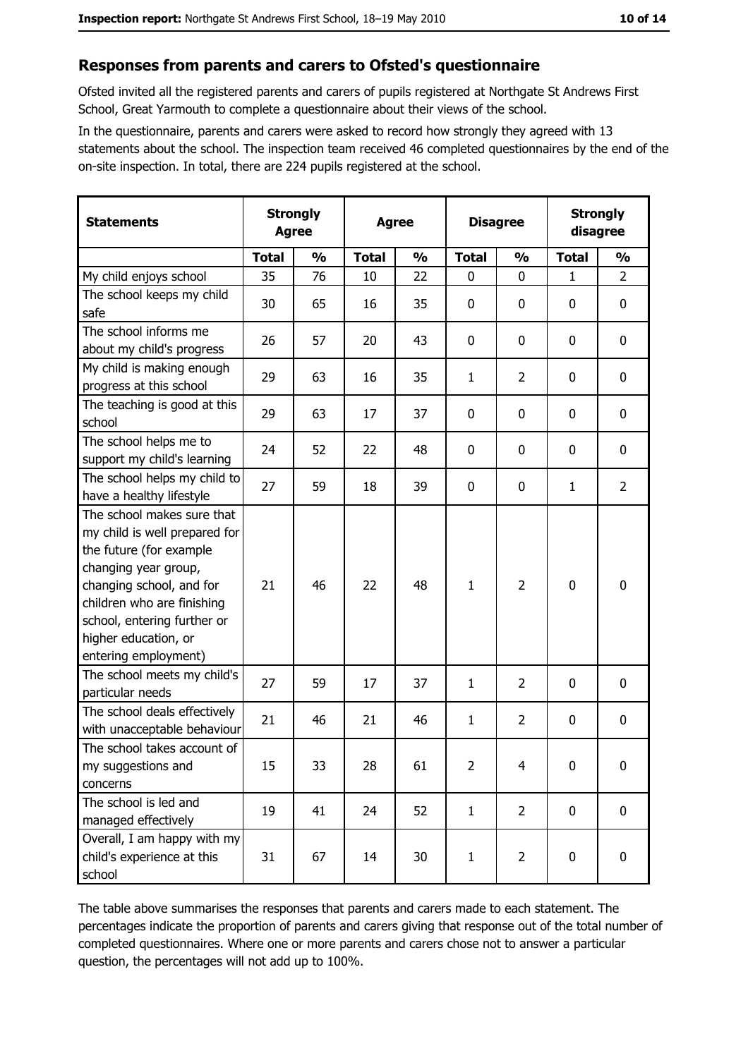## Responses from parents and carers to Ofsted's questionnaire

Ofsted invited all the registered parents and carers of pupils registered at Northgate St Andrews First School, Great Yarmouth to complete a questionnaire about their views of the school.

In the questionnaire, parents and carers were asked to record how strongly they agreed with 13 statements about the school. The inspection team received 46 completed questionnaires by the end of the on-site inspection. In total, there are 224 pupils registered at the school.

| Statements | Strongly Agree | | Agree | | Disagree | | Strongly disagree | |
|---|---|---|---|---|---|---|---|---|
| | Total | % | Total | % | Total | % | Total | % |
| My child enjoys school | 35 | 76 | 10 | 22 | 0 | 0 | 1 | 2 |
| The school keeps my child safe | 30 | 65 | 16 | 35 | 0 | 0 | 0 | 0 |
| The school informs me about my child's progress | 26 | 57 | 20 | 43 | 0 | 0 | 0 | 0 |
| My child is making enough progress at this school | 29 | 63 | 16 | 35 | 1 | 2 | 0 | 0 |
| The teaching is good at this school | 29 | 63 | 17 | 37 | 0 | 0 | 0 | 0 |
| The school helps me to support my child's learning | 24 | 52 | 22 | 48 | 0 | 0 | 0 | 0 |
| The school helps my child to have a healthy lifestyle | 27 | 59 | 18 | 39 | 0 | 0 | 1 | 2 |
| The school makes sure that my child is well prepared for the future (for example changing year group, changing school, and for children who are finishing school, entering further or higher education, or entering employment) | 21 | 46 | 22 | 48 | 1 | 2 | 0 | 0 |
| The school meets my child's particular needs | 27 | 59 | 17 | 37 | 1 | 2 | 0 | 0 |
| The school deals effectively with unacceptable behaviour | 21 | 46 | 21 | 46 | 1 | 2 | 0 | 0 |
| The school takes account of my suggestions and concerns | 15 | 33 | 28 | 61 | 2 | 4 | 0 | 0 |
| The school is led and managed effectively | 19 | 41 | 24 | 52 | 1 | 2 | 0 | 0 |
| Overall, I am happy with my child's experience at this school | 31 | 67 | 14 | 30 | 1 | 2 | 0 | 0 |

The table above summarises the responses that parents and carers made to each statement. The percentages indicate the proportion of parents and carers giving that response out of the total number of completed questionnaires. Where one or more parents and carers chose not to answer a particular question, the percentages will not add up to 100%.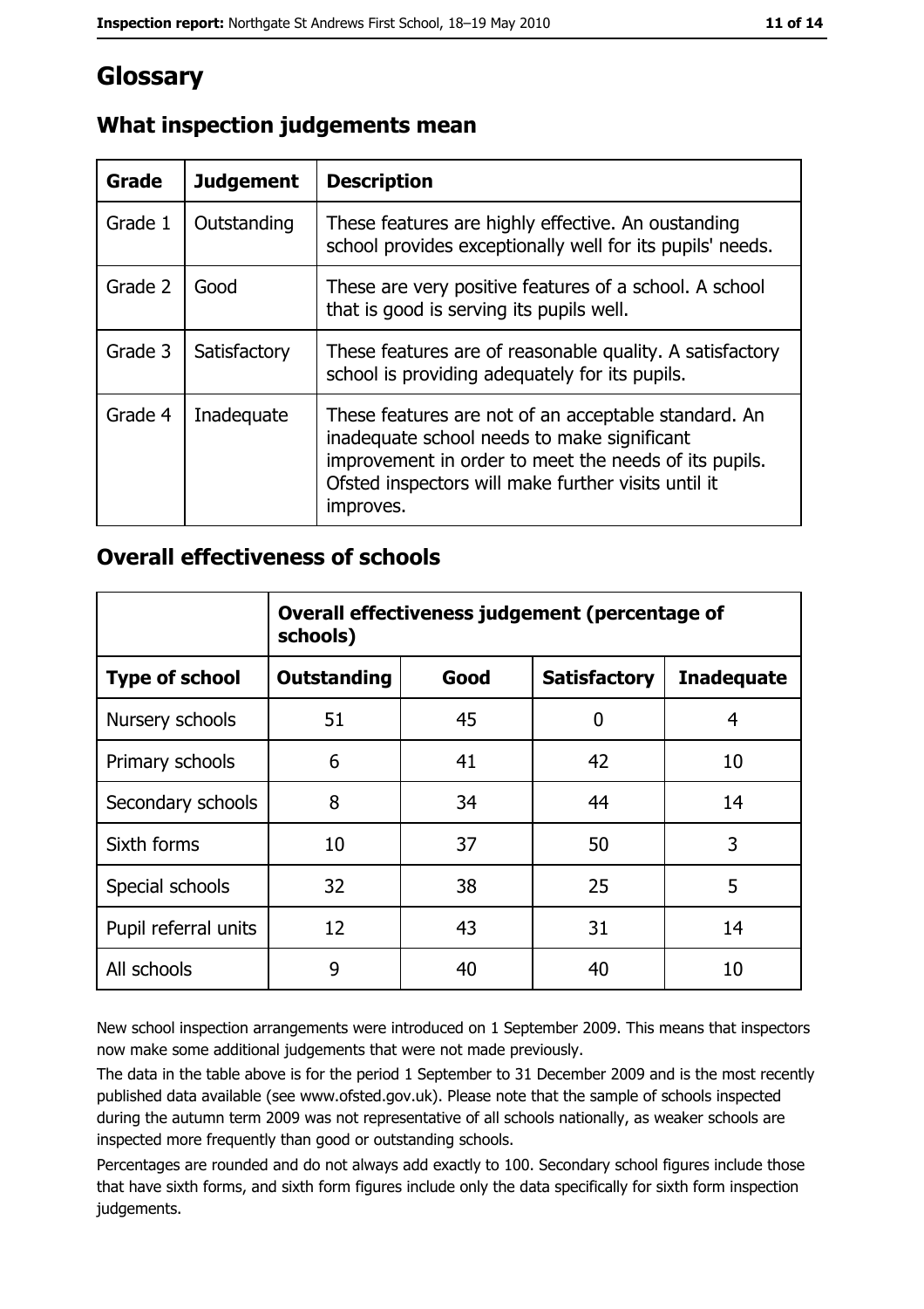# Glossary

## What inspection judgements mean

| Grade | Judgement | Description |
|---|---|---|
| Grade 1 | Outstanding | These features are highly effective. An oustanding school provides exceptionally well for its pupils' needs. |
| Grade 2 | Good | These are very positive features of a school. A school that is good is serving its pupils well. |
| Grade 3 | Satisfactory | These features are of reasonable quality. A satisfactory school is providing adequately for its pupils. |
| Grade 4 | Inadequate | These features are not of an acceptable standard. An inadequate school needs to make significant improvement in order to meet the needs of its pupils. Ofsted inspectors will make further visits until it improves. |

## Overall effectiveness of schools

| | Overall effectiveness judgement (percentage of schools) | | | |
|---|---|---|---|---|
| **Type of school** | **Outstanding** | **Good** | **Satisfactory** | **Inadequate** |
| Nursery schools | 51 | 45 | 0 | 4 |
| Primary schools | 6 | 41 | 42 | 10 |
| Secondary schools | 8 | 34 | 44 | 14 |
| Sixth forms | 10 | 37 | 50 | 3 |
| Special schools | 32 | 38 | 25 | 5 |
| Pupil referral units | 12 | 43 | 31 | 14 |
| All schools | 9 | 40 | 40 | 10 |

New school inspection arrangements were introduced on 1 September 2009. This means that inspectors now make some additional judgements that were not made previously.

The data in the table above is for the period 1 September to 31 December 2009 and is the most recently published data available (see www.ofsted.gov.uk). Please note that the sample of schools inspected during the autumn term 2009 was not representative of all schools nationally, as weaker schools are inspected more frequently than good or outstanding schools.

Percentages are rounded and do not always add exactly to 100. Secondary school figures include those that have sixth forms, and sixth form figures include only the data specifically for sixth form inspection judgements.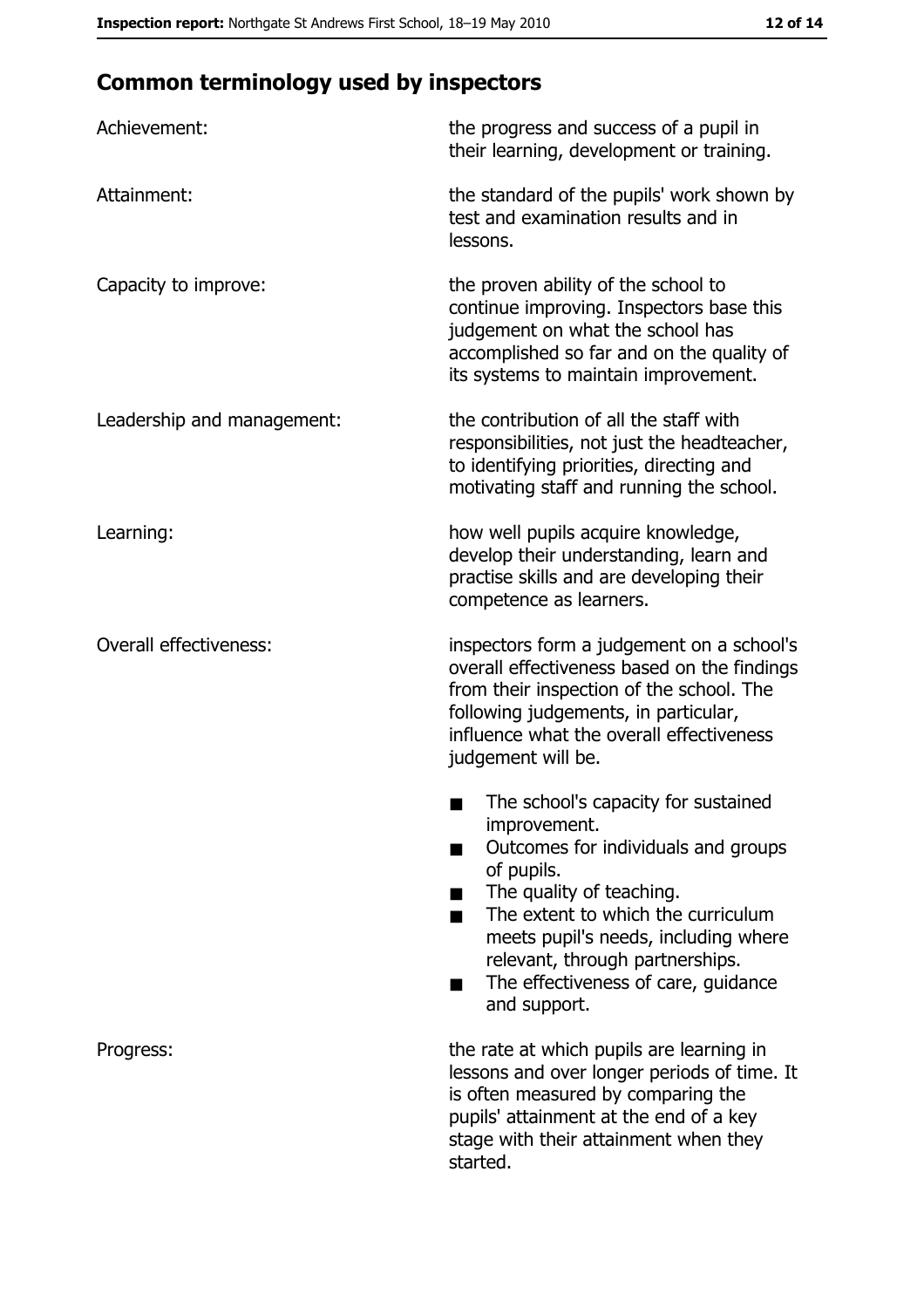## Common terminology used by inspectors

| | |
|---|---|
| Achievement: | the progress and success of a pupil in their learning, development or training. |
| Attainment: | the standard of the pupils' work shown by test and examination results and in lessons. |
| Capacity to improve: | the proven ability of the school to continue improving. Inspectors base this judgement on what the school has accomplished so far and on the quality of its systems to maintain improvement. |
| Leadership and management: | the contribution of all the staff with responsibilities, not just the headteacher, to identifying priorities, directing and motivating staff and running the school. |
| Learning: | how well pupils acquire knowledge, develop their understanding, learn and practise skills and are developing their competence as learners. |
| Overall effectiveness: | inspectors form a judgement on a school's overall effectiveness based on the findings from their inspection of the school. The following judgements, in particular, influence what the overall effectiveness judgement will be.<br>■ The school's capacity for sustained improvement.<br>■ Outcomes for individuals and groups of pupils.<br>■ The quality of teaching.<br>■ The extent to which the curriculum meets pupil's needs, including where relevant, through partnerships.<br>■ The effectiveness of care, guidance and support. |
| Progress: | the rate at which pupils are learning in lessons and over longer periods of time. It is often measured by comparing the pupils' attainment at the end of a key stage with their attainment when they started. |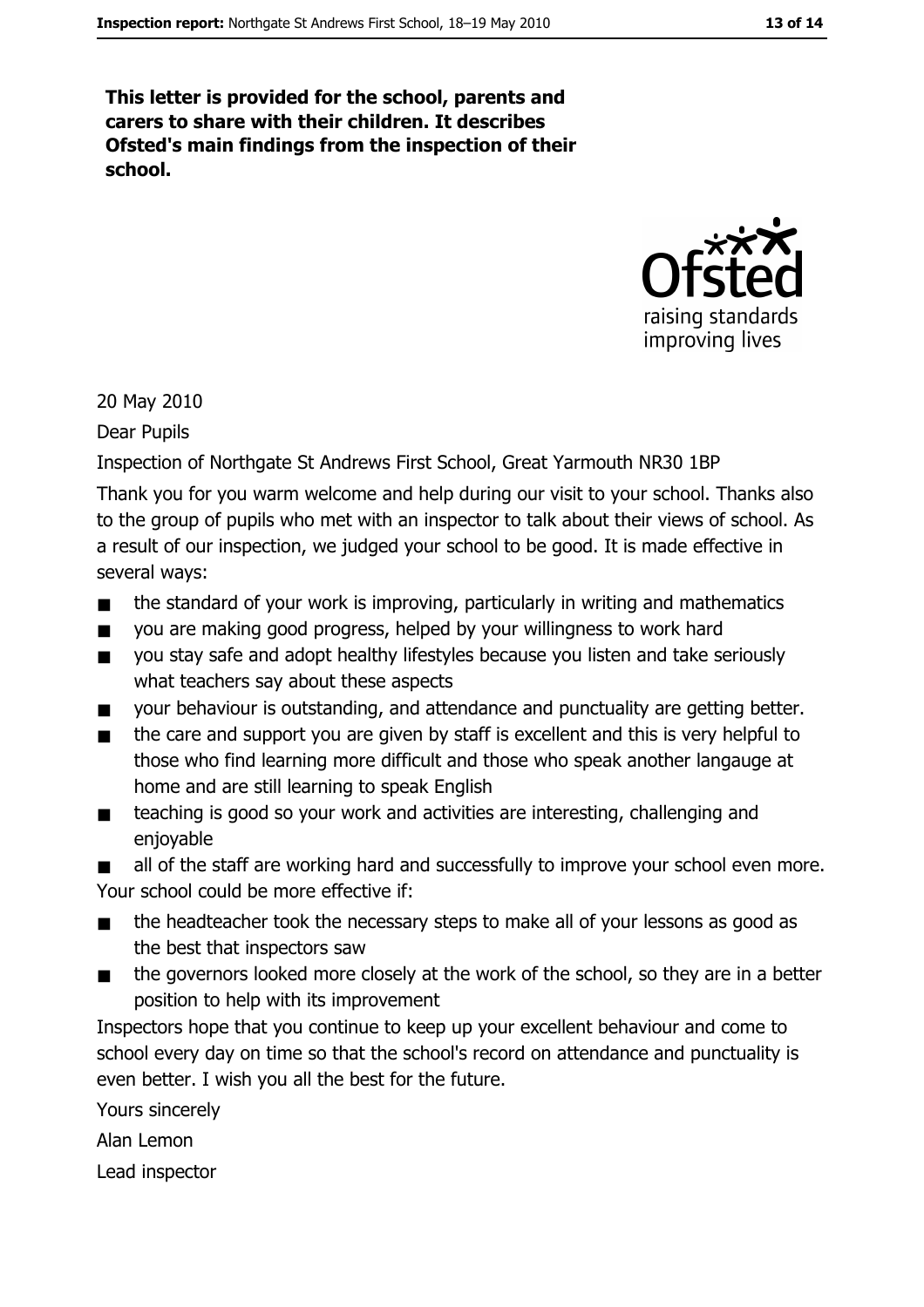**This letter is provided for the school, parents and carers to share with their children. It describes Ofsted's main findings from the inspection of their school.**

20 May 2010

Dear Pupils

Inspection of Northgate St Andrews First School, Great Yarmouth NR30 1BP

Thank you for you warm welcome and help during our visit to your school. Thanks also to the group of pupils who met with an inspector to talk about their views of school. As a result of our inspection, we judged your school to be good. It is made effective in several ways:

- the standard of your work is improving, particularly in writing and mathematics
- you are making good progress, helped by your willingness to work hard
- you stay safe and adopt healthy lifestyles because you listen and take seriously what teachers say about these aspects
- your behaviour is outstanding, and attendance and punctuality are getting better.
- the care and support you are given by staff is excellent and this is very helpful to those who find learning more difficult and those who speak another langauge at home and are still learning to speak English
- teaching is good so your work and activities are interesting, challenging and enjoyable
- all of the staff are working hard and successfully to improve your school even more.

Your school could be more effective if:

- the headteacher took the necessary steps to make all of your lessons as good as the best that inspectors saw
- the governors looked more closely at the work of the school, so they are in a better position to help with its improvement

Inspectors hope that you continue to keep up your excellent behaviour and come to school every day on time so that the school's record on attendance and punctuality is even better. I wish you all the best for the future.

Yours sincerely

Alan Lemon

Lead inspector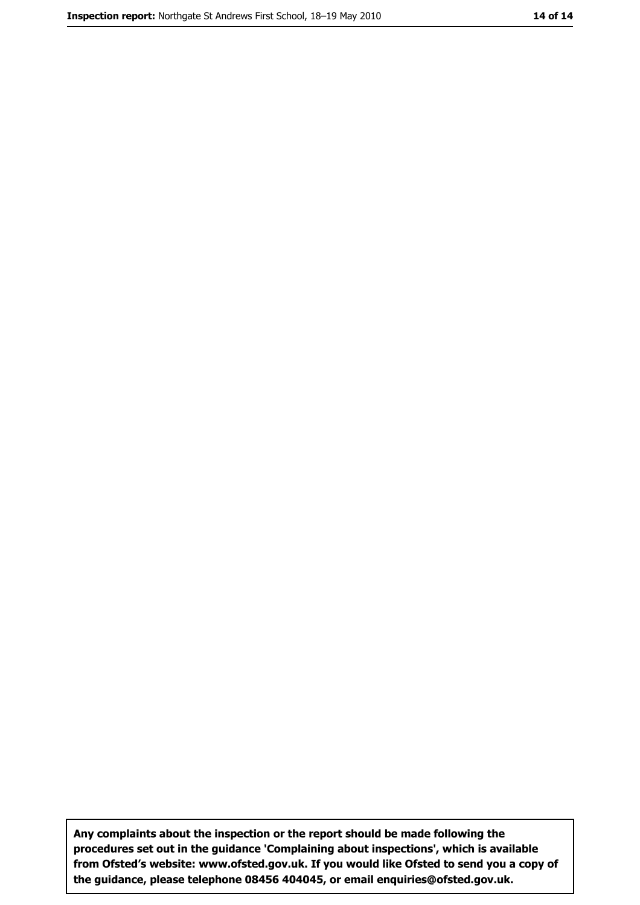**Any complaints about the inspection or the report should be made following the procedures set out in the guidance 'Complaining about inspections', which is available from Ofsted's website: www.ofsted.gov.uk. If you would like Ofsted to send you a copy of the guidance, please telephone 08456 404045, or email enquiries@ofsted.gov.uk.**